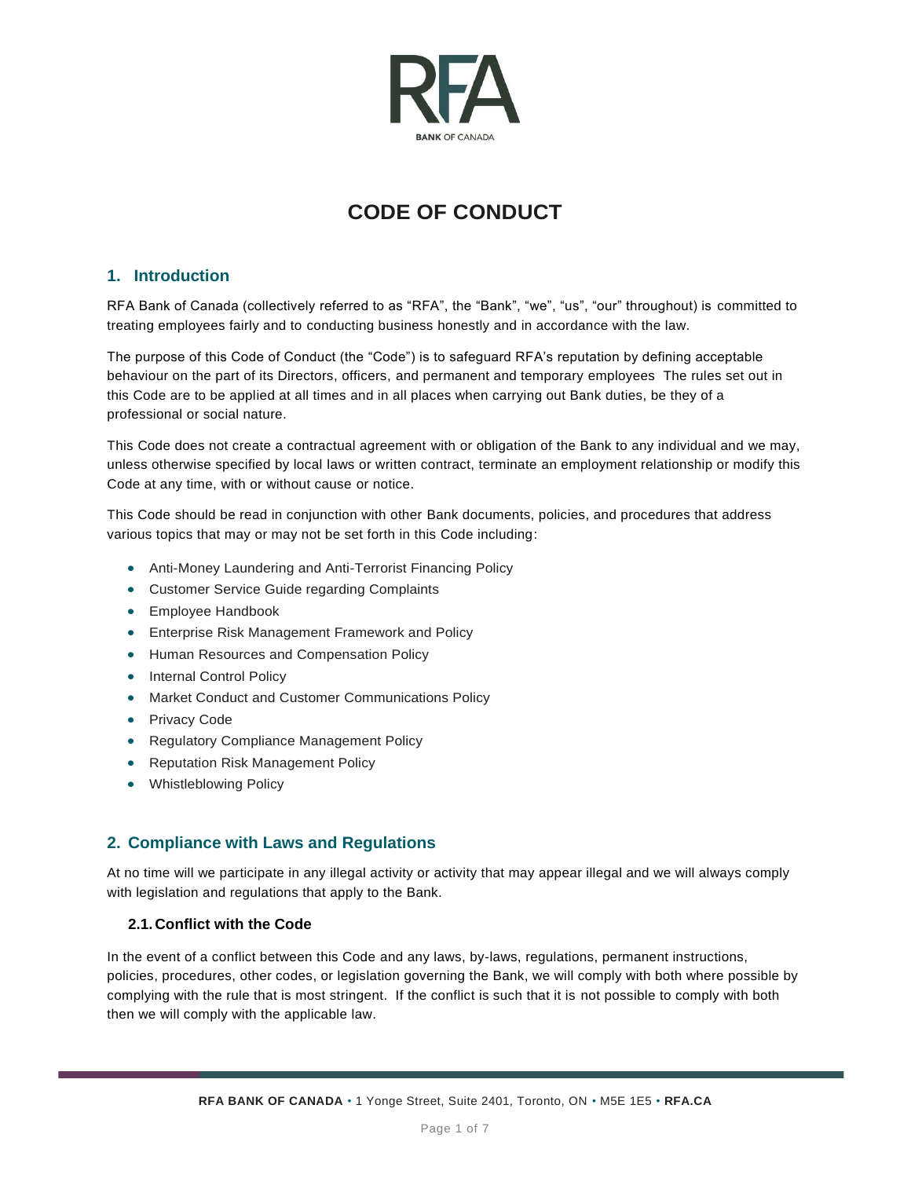# CODE OF CONDUCT

## 1. Introduction

RFA Bank of Canada (collectively referred to as "RFA", the "Bank", "we", "us", "our" throughout) is committed to treating employees fairly and to conducting business honestly and in accordance with the law.

The purpose of this Code of Conduct (the "Code") is to safeguard RFA's reputation by defining acceptable behaviour on the part of its Directors, officers, and permanent and temporary employees The rules set out in this Code are to be applied at all times and in all places when carrying out Bank duties, be they of a professional or social nature.

This Code does not create a contractual agreement with or obligation of the Bank to any individual and we may, unless otherwise specified by local laws or written contract, terminate an employment relationship or modify this Code at any time, with or without cause or notice.

This Code should be read in conjunction with other Bank documents, policies, and procedures that address various topics that may or may not be set forth in this Code including:

- Anti-Money Laundering and Anti-Terrorist Financing Policy
- Customer Service Guide regarding Complaints
- Employee Handbook
- Enterprise Risk Management Framework and Policy
- Human Resources and Compensation Policy
- Internal Control Policy
- Market Conduct and Customer Communications Policy
- Privacy Code
- Regulatory Compliance Management Policy
- Reputation Risk Management Policy
- Whistleblowing Policy

## 2. Compliance with Laws and Regulations

At no time will we participate in any illegal activity or activity that may appear illegal and we will always comply with legislation and regulations that apply to the Bank.

### 2.1. Conflict with the Code

In the event of a conflict between this Code and any laws, by-laws, regulations, permanent instructions, policies, procedures, other codes, or legislation governing the Bank, we will comply with both where possible by complying with the rule that is most stringent. If the conflict is such that it is not possible to comply with both then we will comply with the applicable law.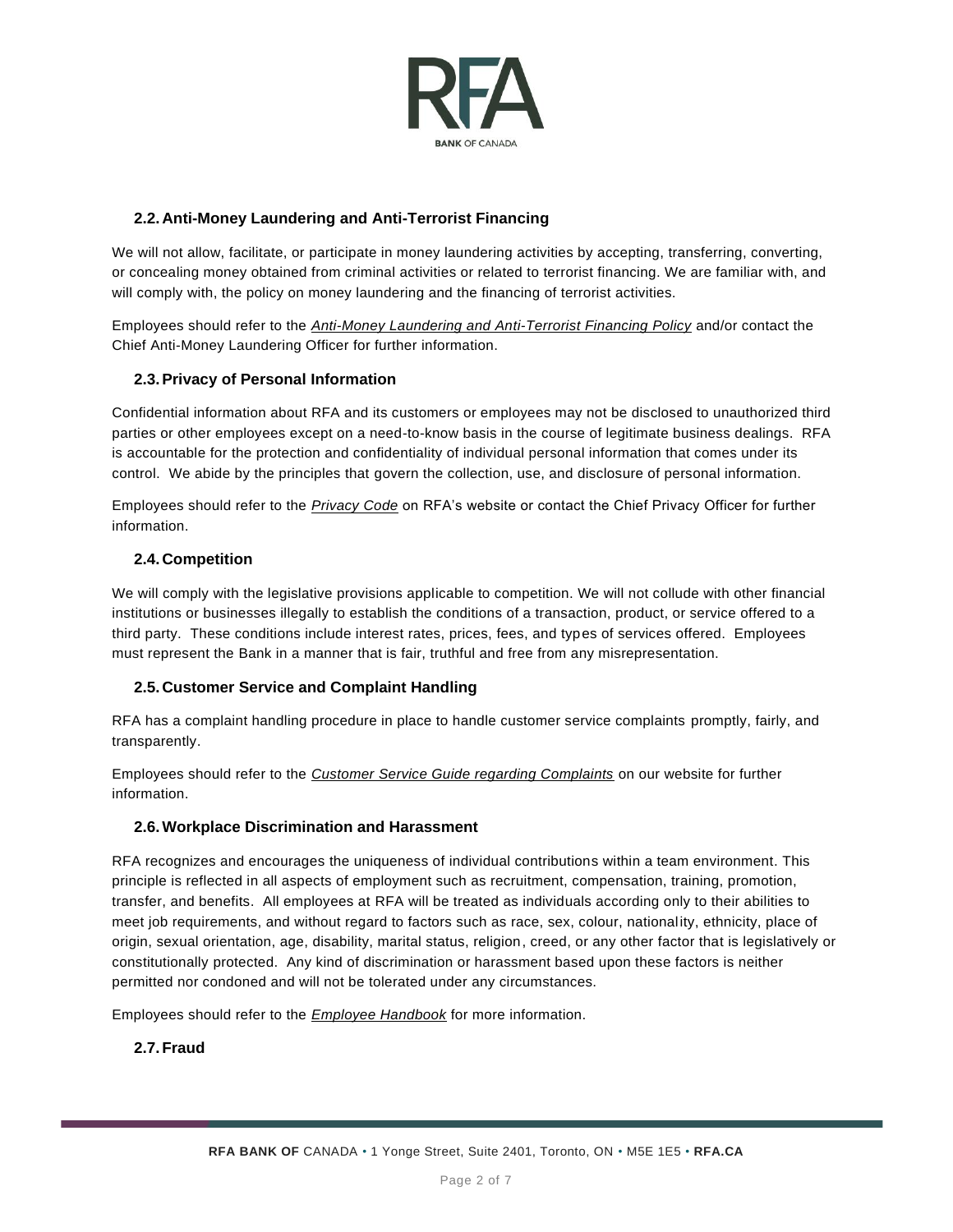### 2.2. Anti-Money Laundering and Anti-Terrorist Financing

We will not allow, facilitate, or participate in money laundering activities by accepting, transferring, converting, or concealing money obtained from criminal activities or related to terrorist financing. We are familiar with, and will comply with, the policy on money laundering and the financing of terrorist activities.

Employees should refer to the *Anti-Money Laundering and Anti-Terrorist Financing Policy* and/or contact the Chief Anti-Money Laundering Officer for further information.

### 2.3. Privacy of Personal Information

Confidential information about RFA and its customers or employees may not be disclosed to unauthorized third parties or other employees except on a need-to-know basis in the course of legitimate business dealings. RFA is accountable for the protection and confidentiality of individual personal information that comes under its control. We abide by the principles that govern the collection, use, and disclosure of personal information.

Employees should refer to the *Privacy Code* on RFA's website or contact the Chief Privacy Officer for further information.

### 2.4. Competition

We will comply with the legislative provisions applicable to competition. We will not collude with other financial institutions or businesses illegally to establish the conditions of a transaction, product, or service offered to a third party. These conditions include interest rates, prices, fees, and types of services offered. Employees must represent the Bank in a manner that is fair, truthful and free from any misrepresentation.

### 2.5. Customer Service and Complaint Handling

RFA has a complaint handling procedure in place to handle customer service complaints promptly, fairly, and transparently.

Employees should refer to the *Customer Service Guide regarding Complaints* on our website for further information.

### 2.6. Workplace Discrimination and Harassment

RFA recognizes and encourages the uniqueness of individual contributions within a team environment. This principle is reflected in all aspects of employment such as recruitment, compensation, training, promotion, transfer, and benefits. All employees at RFA will be treated as individuals according only to their abilities to meet job requirements, and without regard to factors such as race, sex, colour, nationality, ethnicity, place of origin, sexual orientation, age, disability, marital status, religion, creed, or any other factor that is legislatively or constitutionally protected. Any kind of discrimination or harassment based upon these factors is neither permitted nor condoned and will not be tolerated under any circumstances.

Employees should refer to the *Employee Handbook* for more information.

### 2.7. Fraud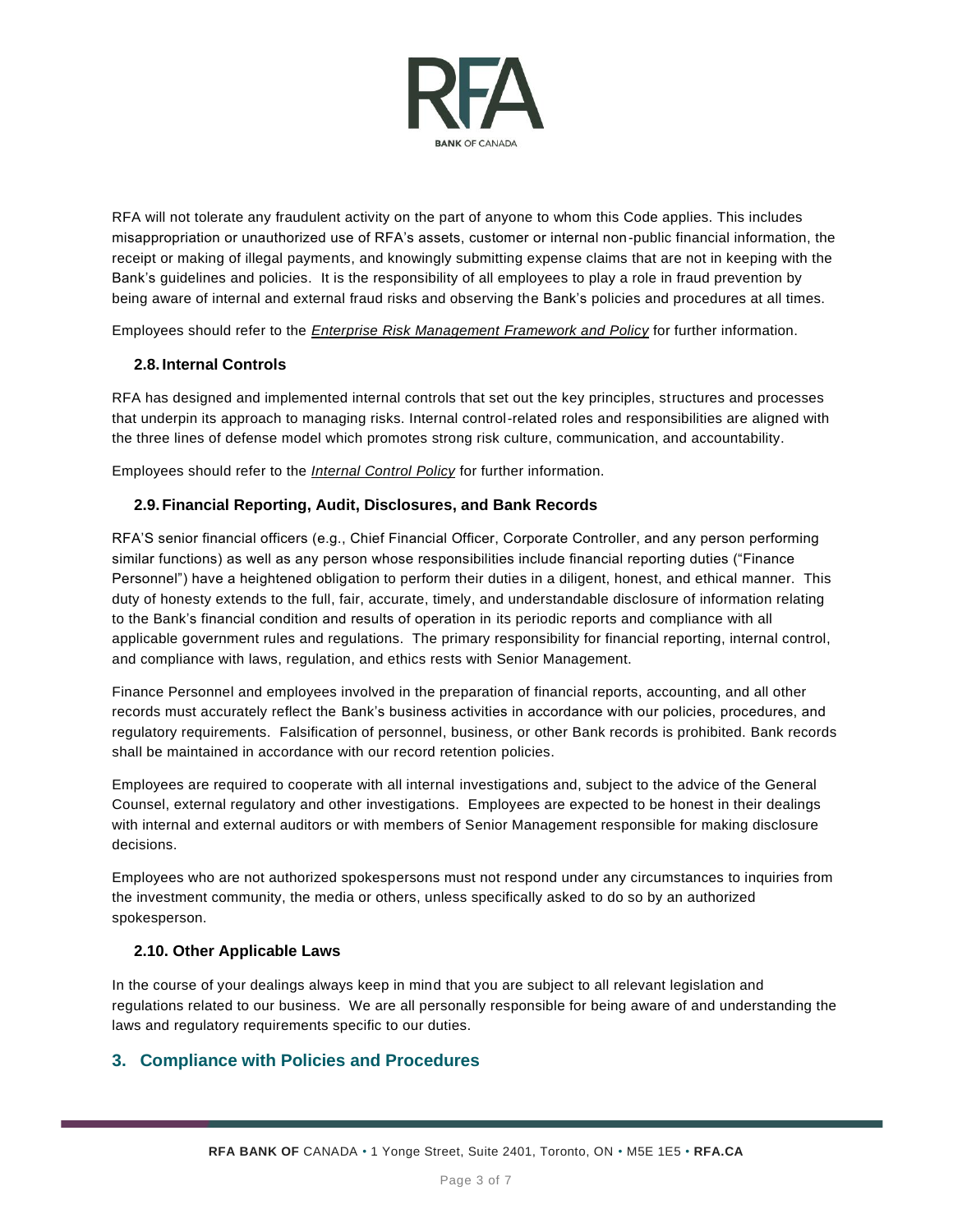RFA will not tolerate any fraudulent activity on the part of anyone to whom this Code applies. This includes misappropriation or unauthorized use of RFA's assets, customer or internal non-public financial information, the receipt or making of illegal payments, and knowingly submitting expense claims that are not in keeping with the Bank's guidelines and policies. It is the responsibility of all employees to play a role in fraud prevention by being aware of internal and external fraud risks and observing the Bank's policies and procedures at all times.

Employees should refer to the ***Enterprise Risk Management Framework and Policy*** for further information.

### 2.8. Internal Controls

RFA has designed and implemented internal controls that set out the key principles, structures and processes that underpin its approach to managing risks. Internal control-related roles and responsibilities are aligned with the three lines of defense model which promotes strong risk culture, communication, and accountability.

Employees should refer to the ***Internal Control Policy*** for further information.

### 2.9. Financial Reporting, Audit, Disclosures, and Bank Records

RFA'S senior financial officers (e.g., Chief Financial Officer, Corporate Controller, and any person performing similar functions) as well as any person whose responsibilities include financial reporting duties ("Finance Personnel") have a heightened obligation to perform their duties in a diligent, honest, and ethical manner. This duty of honesty extends to the full, fair, accurate, timely, and understandable disclosure of information relating to the Bank's financial condition and results of operation in its periodic reports and compliance with all applicable government rules and regulations. The primary responsibility for financial reporting, internal control, and compliance with laws, regulation, and ethics rests with Senior Management.

Finance Personnel and employees involved in the preparation of financial reports, accounting, and all other records must accurately reflect the Bank's business activities in accordance with our policies, procedures, and regulatory requirements. Falsification of personnel, business, or other Bank records is prohibited. Bank records shall be maintained in accordance with our record retention policies.

Employees are required to cooperate with all internal investigations and, subject to the advice of the General Counsel, external regulatory and other investigations. Employees are expected to be honest in their dealings with internal and external auditors or with members of Senior Management responsible for making disclosure decisions.

Employees who are not authorized spokespersons must not respond under any circumstances to inquiries from the investment community, the media or others, unless specifically asked to do so by an authorized spokesperson.

### 2.10. Other Applicable Laws

In the course of your dealings always keep in mind that you are subject to all relevant legislation and regulations related to our business. We are all personally responsible for being aware of and understanding the laws and regulatory requirements specific to our duties.

## 3. Compliance with Policies and Procedures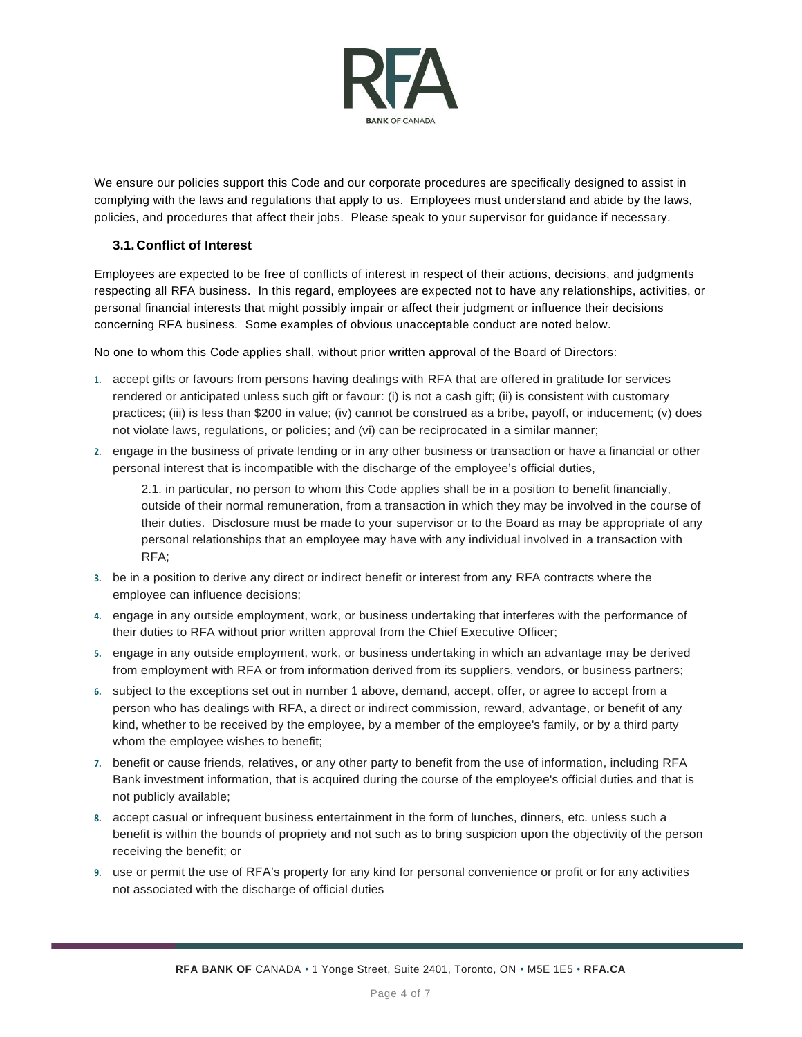We ensure our policies support this Code and our corporate procedures are specifically designed to assist in complying with the laws and regulations that apply to us. Employees must understand and abide by the laws, policies, and procedures that affect their jobs. Please speak to your supervisor for guidance if necessary.

### 3.1. Conflict of Interest

Employees are expected to be free of conflicts of interest in respect of their actions, decisions, and judgments respecting all RFA business. In this regard, employees are expected not to have any relationships, activities, or personal financial interests that might possibly impair or affect their judgment or influence their decisions concerning RFA business. Some examples of obvious unacceptable conduct are noted below.

No one to whom this Code applies shall, without prior written approval of the Board of Directors:

1. accept gifts or favours from persons having dealings with RFA that are offered in gratitude for services rendered or anticipated unless such gift or favour: (i) is not a cash gift; (ii) is consistent with customary practices; (iii) is less than $200 in value; (iv) cannot be construed as a bribe, payoff, or inducement; (v) does not violate laws, regulations, or policies; and (vi) can be reciprocated in a similar manner;
2. engage in the business of private lending or in any other business or transaction or have a financial or other personal interest that is incompatible with the discharge of the employee's official duties,

    2.1. in particular, no person to whom this Code applies shall be in a position to benefit financially, outside of their normal remuneration, from a transaction in which they may be involved in the course of their duties. Disclosure must be made to your supervisor or to the Board as may be appropriate of any personal relationships that an employee may have with any individual involved in a transaction with RFA;

3. be in a position to derive any direct or indirect benefit or interest from any RFA contracts where the employee can influence decisions;
4. engage in any outside employment, work, or business undertaking that interferes with the performance of their duties to RFA without prior written approval from the Chief Executive Officer;
5. engage in any outside employment, work, or business undertaking in which an advantage may be derived from employment with RFA or from information derived from its suppliers, vendors, or business partners;
6. subject to the exceptions set out in number 1 above, demand, accept, offer, or agree to accept from a person who has dealings with RFA, a direct or indirect commission, reward, advantage, or benefit of any kind, whether to be received by the employee, by a member of the employee's family, or by a third party whom the employee wishes to benefit;
7. benefit or cause friends, relatives, or any other party to benefit from the use of information, including RFA Bank investment information, that is acquired during the course of the employee's official duties and that is not publicly available;
8. accept casual or infrequent business entertainment in the form of lunches, dinners, etc. unless such a benefit is within the bounds of propriety and not such as to bring suspicion upon the objectivity of the person receiving the benefit; or
9. use or permit the use of RFA's property for any kind for personal convenience or profit or for any activities not associated with the discharge of official duties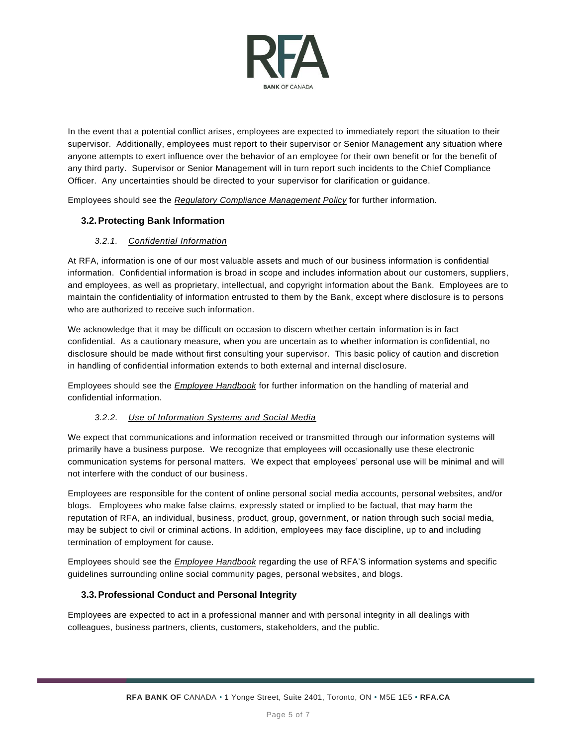In the event that a potential conflict arises, employees are expected to immediately report the situation to their supervisor. Additionally, employees must report to their supervisor or Senior Management any situation where anyone attempts to exert influence over the behavior of an employee for their own benefit or for the benefit of any third party. Supervisor or Senior Management will in turn report such incidents to the Chief Compliance Officer. Any uncertainties should be directed to your supervisor for clarification or guidance.

Employees should see the *Regulatory Compliance Management Policy* for further information.

## 3.2. Protecting Bank Information

### *3.2.1. Confidential Information*

At RFA, information is one of our most valuable assets and much of our business information is confidential information. Confidential information is broad in scope and includes information about our customers, suppliers, and employees, as well as proprietary, intellectual, and copyright information about the Bank. Employees are to maintain the confidentiality of information entrusted to them by the Bank, except where disclosure is to persons who are authorized to receive such information.

We acknowledge that it may be difficult on occasion to discern whether certain information is in fact confidential. As a cautionary measure, when you are uncertain as to whether information is confidential, no disclosure should be made without first consulting your supervisor. This basic policy of caution and discretion in handling of confidential information extends to both external and internal disclosure.

Employees should see the *Employee Handbook* for further information on the handling of material and confidential information.

### *3.2.2. Use of Information Systems and Social Media*

We expect that communications and information received or transmitted through our information systems will primarily have a business purpose. We recognize that employees will occasionally use these electronic communication systems for personal matters. We expect that employees' personal use will be minimal and will not interfere with the conduct of our business.

Employees are responsible for the content of online personal social media accounts, personal websites, and/or blogs. Employees who make false claims, expressly stated or implied to be factual, that may harm the reputation of RFA, an individual, business, product, group, government, or nation through such social media, may be subject to civil or criminal actions. In addition, employees may face discipline, up to and including termination of employment for cause.

Employees should see the *Employee Handbook* regarding the use of RFA'S information systems and specific guidelines surrounding online social community pages, personal websites, and blogs.

## 3.3. Professional Conduct and Personal Integrity

Employees are expected to act in a professional manner and with personal integrity in all dealings with colleagues, business partners, clients, customers, stakeholders, and the public.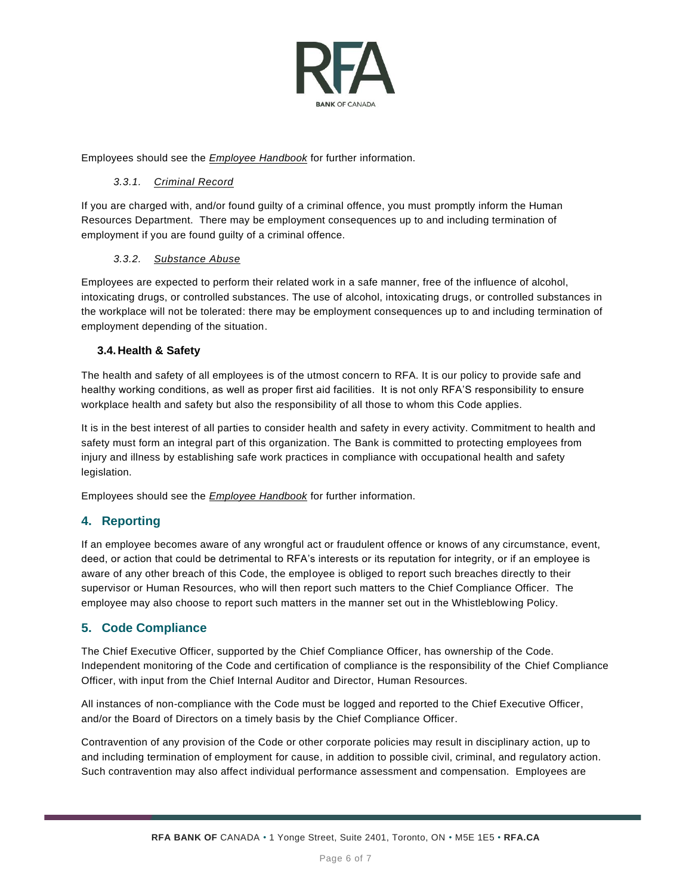Employees should see the *Employee Handbook* for further information.

#### *3.3.1. Criminal Record*

If you are charged with, and/or found guilty of a criminal offence, you must promptly inform the Human Resources Department. There may be employment consequences up to and including termination of employment if you are found guilty of a criminal offence.

#### *3.3.2. Substance Abuse*

Employees are expected to perform their related work in a safe manner, free of the influence of alcohol, intoxicating drugs, or controlled substances. The use of alcohol, intoxicating drugs, or controlled substances in the workplace will not be tolerated: there may be employment consequences up to and including termination of employment depending of the situation.

### 3.4. Health & Safety

The health and safety of all employees is of the utmost concern to RFA. It is our policy to provide safe and healthy working conditions, as well as proper first aid facilities. It is not only RFA'S responsibility to ensure workplace health and safety but also the responsibility of all those to whom this Code applies.

It is in the best interest of all parties to consider health and safety in every activity. Commitment to health and safety must form an integral part of this organization. The Bank is committed to protecting employees from injury and illness by establishing safe work practices in compliance with occupational health and safety legislation.

Employees should see the *Employee Handbook* for further information.

## 4. Reporting

If an employee becomes aware of any wrongful act or fraudulent offence or knows of any circumstance, event, deed, or action that could be detrimental to RFA's interests or its reputation for integrity, or if an employee is aware of any other breach of this Code, the employee is obliged to report such breaches directly to their supervisor or Human Resources, who will then report such matters to the Chief Compliance Officer. The employee may also choose to report such matters in the manner set out in the Whistleblowing Policy.

## 5. Code Compliance

The Chief Executive Officer, supported by the Chief Compliance Officer, has ownership of the Code. Independent monitoring of the Code and certification of compliance is the responsibility of the Chief Compliance Officer, with input from the Chief Internal Auditor and Director, Human Resources.

All instances of non-compliance with the Code must be logged and reported to the Chief Executive Officer, and/or the Board of Directors on a timely basis by the Chief Compliance Officer.

Contravention of any provision of the Code or other corporate policies may result in disciplinary action, up to and including termination of employment for cause, in addition to possible civil, criminal, and regulatory action. Such contravention may also affect individual performance assessment and compensation. Employees are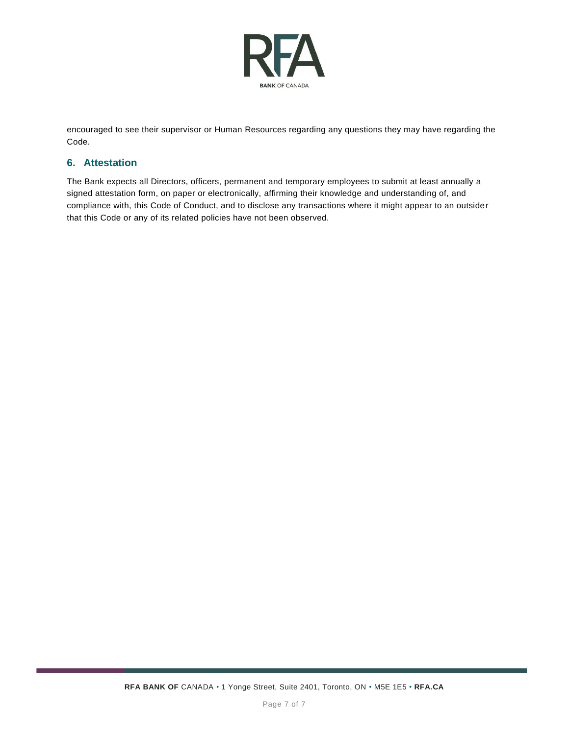encouraged to see their supervisor or Human Resources regarding any questions they may have regarding the Code.

## 6. Attestation

The Bank expects all Directors, officers, permanent and temporary employees to submit at least annually a signed attestation form, on paper or electronically, affirming their knowledge and understanding of, and compliance with, this Code of Conduct, and to disclose any transactions where it might appear to an outsider that this Code or any of its related policies have not been observed.